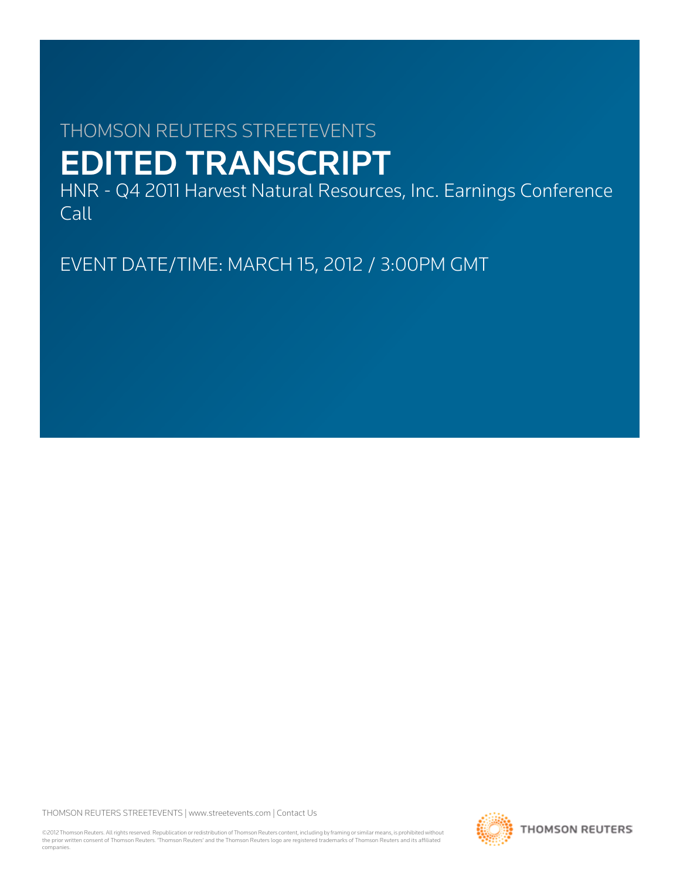THOMSON REUTERS STREETEVENTS

# EDITED TRANSCRIPT

HNR - Q4 2011 Harvest Natural Resources, Inc. Earnings Conference Call

EVENT DATE/TIME: MARCH 15, 2012 / 3:00PM GMT

THOMSON REUTERS STREETEVENTS | www.streetevents.com | Contact Us

©2012 Thomson Reuters. All rights reserved. Republication or redistribution of Thomson Reuters content, including by framing or similar means, is prohibited without the prior written consent of Thomson Reuters. 'Thomson Reuters' and the Thomson Reuters logo are registered trademarks of Thomson Reuters and its affiliated companies.

THOMSON REUTERS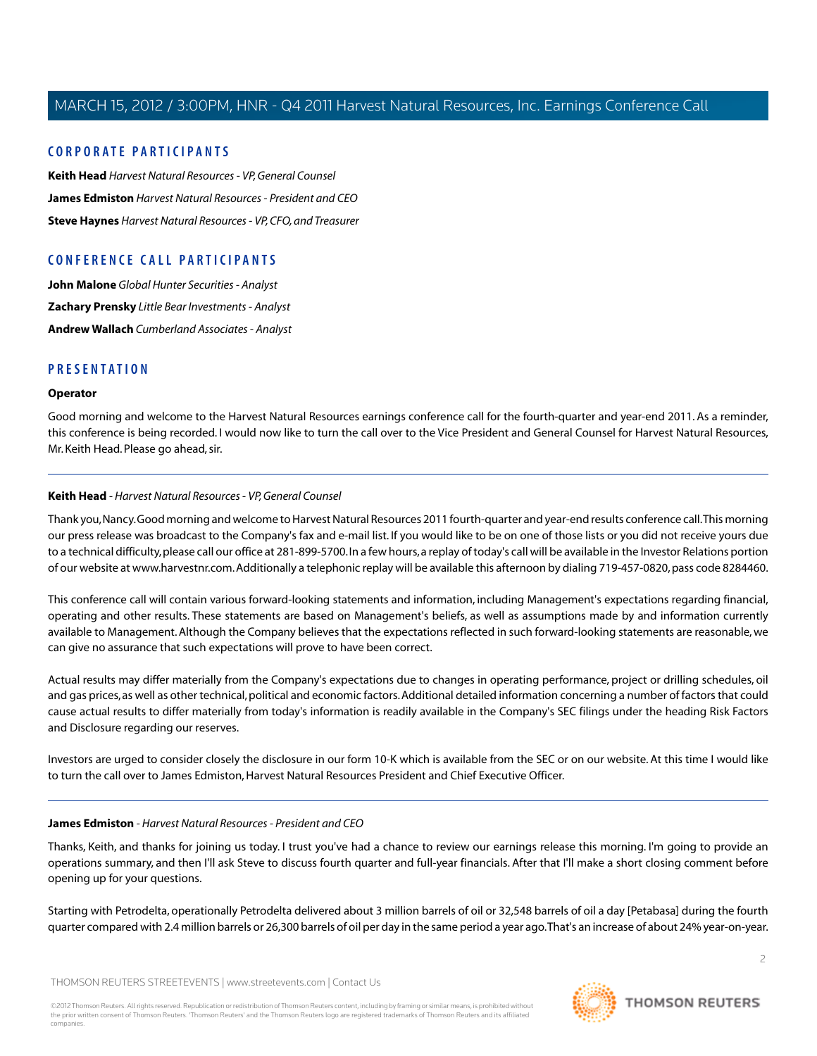## CORPORATE PARTICIPANTS

**Keith Head** *Harvest Natural Resources - VP, General Counsel*

**James Edmiston** *Harvest Natural Resources - President and CEO*

**Steve Haynes** *Harvest Natural Resources - VP, CFO, and Treasurer*

## CONFERENCE CALL PARTICIPANTS

**John Malone** *Global Hunter Securities - Analyst*

**Zachary Prensky** *Little Bear Investments - Analyst*

**Andrew Wallach** *Cumberland Associates - Analyst*

## PRESENTATION

### Operator

Good morning and welcome to the Harvest Natural Resources earnings conference call for the fourth-quarter and year-end 2011. As a reminder, this conference is being recorded. I would now like to turn the call over to the Vice President and General Counsel for Harvest Natural Resources, Mr. Keith Head. Please go ahead, sir.

---

### Keith Head - *Harvest Natural Resources - VP, General Counsel*

Thank you, Nancy. Good morning and welcome to Harvest Natural Resources 2011 fourth-quarter and year-end results conference call. This morning our press release was broadcast to the Company's fax and e-mail list. If you would like to be on one of those lists or you did not receive yours due to a technical difficulty, please call our office at 281-899-5700. In a few hours, a replay of today's call will be available in the Investor Relations portion of our website at www.harvestnr.com. Additionally a telephonic replay will be available this afternoon by dialing 719-457-0820, pass code 8284460.

This conference call will contain various forward-looking statements and information, including Management's expectations regarding financial, operating and other results. These statements are based on Management's beliefs, as well as assumptions made by and information currently available to Management. Although the Company believes that the expectations reflected in such forward-looking statements are reasonable, we can give no assurance that such expectations will prove to have been correct.

Actual results may differ materially from the Company's expectations due to changes in operating performance, project or drilling schedules, oil and gas prices, as well as other technical, political and economic factors. Additional detailed information concerning a number of factors that could cause actual results to differ materially from today's information is readily available in the Company's SEC filings under the heading Risk Factors and Disclosure regarding our reserves.

Investors are urged to consider closely the disclosure in our form 10-K which is available from the SEC or on our website. At this time I would like to turn the call over to James Edmiston, Harvest Natural Resources President and Chief Executive Officer.

---

### James Edmiston - *Harvest Natural Resources - President and CEO*

Thanks, Keith, and thanks for joining us today. I trust you've had a chance to review our earnings release this morning. I'm going to provide an operations summary, and then I'll ask Steve to discuss fourth quarter and full-year financials. After that I'll make a short closing comment before opening up for your questions.

Starting with Petrodelta, operationally Petrodelta delivered about 3 million barrels of oil or 32,548 barrels of oil a day [Petabasa] during the fourth quarter compared with 2.4 million barrels or 26,300 barrels of oil per day in the same period a year ago. That's an increase of about 24% year-on-year.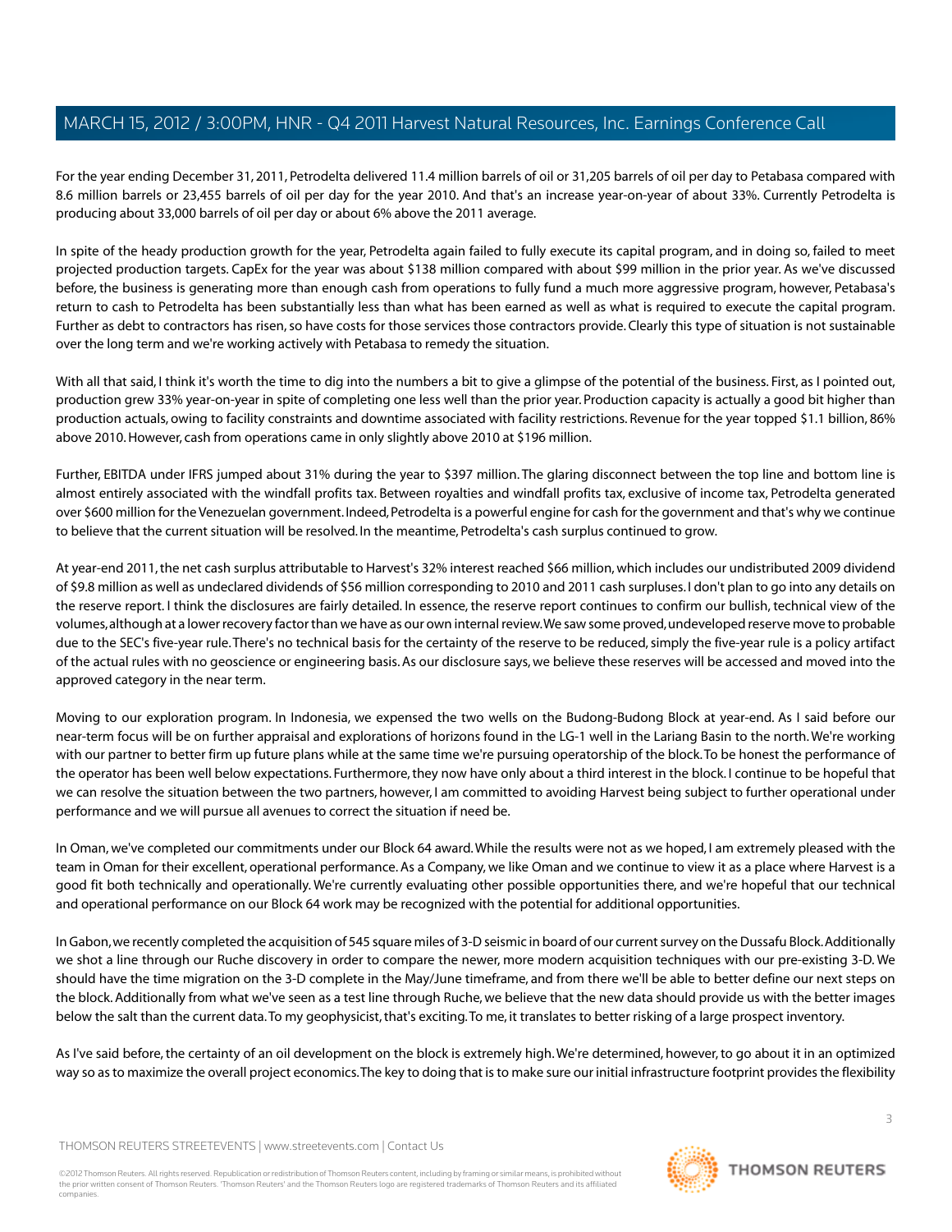For the year ending December 31, 2011, Petrodelta delivered 11.4 million barrels of oil or 31,205 barrels of oil per day to Petabasa compared with 8.6 million barrels or 23,455 barrels of oil per day for the year 2010. And that's an increase year-on-year of about 33%. Currently Petrodelta is producing about 33,000 barrels of oil per day or about 6% above the 2011 average.

In spite of the heady production growth for the year, Petrodelta again failed to fully execute its capital program, and in doing so, failed to meet projected production targets. CapEx for the year was about $138 million compared with about $99 million in the prior year. As we've discussed before, the business is generating more than enough cash from operations to fully fund a much more aggressive program, however, Petabasa's return to cash to Petrodelta has been substantially less than what has been earned as well as what is required to execute the capital program. Further as debt to contractors has risen, so have costs for those services those contractors provide. Clearly this type of situation is not sustainable over the long term and we're working actively with Petabasa to remedy the situation.

With all that said, I think it's worth the time to dig into the numbers a bit to give a glimpse of the potential of the business. First, as I pointed out, production grew 33% year-on-year in spite of completing one less well than the prior year. Production capacity is actually a good bit higher than production actuals, owing to facility constraints and downtime associated with facility restrictions. Revenue for the year topped $1.1 billion, 86% above 2010. However, cash from operations came in only slightly above 2010 at $196 million.

Further, EBITDA under IFRS jumped about 31% during the year to $397 million. The glaring disconnect between the top line and bottom line is almost entirely associated with the windfall profits tax. Between royalties and windfall profits tax, exclusive of income tax, Petrodelta generated over $600 million for the Venezuelan government. Indeed, Petrodelta is a powerful engine for cash for the government and that's why we continue to believe that the current situation will be resolved. In the meantime, Petrodelta's cash surplus continued to grow.

At year-end 2011, the net cash surplus attributable to Harvest's 32% interest reached $66 million, which includes our undistributed 2009 dividend of $9.8 million as well as undeclared dividends of $56 million corresponding to 2010 and 2011 cash surpluses. I don't plan to go into any details on the reserve report. I think the disclosures are fairly detailed. In essence, the reserve report continues to confirm our bullish, technical view of the volumes, although at a lower recovery factor than we have as our own internal review. We saw some proved, undeveloped reserve move to probable due to the SEC's five-year rule. There's no technical basis for the certainty of the reserve to be reduced, simply the five-year rule is a policy artifact of the actual rules with no geoscience or engineering basis. As our disclosure says, we believe these reserves will be accessed and moved into the approved category in the near term.

Moving to our exploration program. In Indonesia, we expensed the two wells on the Budong-Budong Block at year-end. As I said before our near-term focus will be on further appraisal and explorations of horizons found in the LG-1 well in the Lariang Basin to the north. We're working with our partner to better firm up future plans while at the same time we're pursuing operatorship of the block. To be honest the performance of the operator has been well below expectations. Furthermore, they now have only about a third interest in the block. I continue to be hopeful that we can resolve the situation between the two partners, however, I am committed to avoiding Harvest being subject to further operational under performance and we will pursue all avenues to correct the situation if need be.

In Oman, we've completed our commitments under our Block 64 award. While the results were not as we hoped, I am extremely pleased with the team in Oman for their excellent, operational performance. As a Company, we like Oman and we continue to view it as a place where Harvest is a good fit both technically and operationally. We're currently evaluating other possible opportunities there, and we're hopeful that our technical and operational performance on our Block 64 work may be recognized with the potential for additional opportunities.

In Gabon, we recently completed the acquisition of 545 square miles of 3-D seismic in board of our current survey on the Dussafu Block. Additionally we shot a line through our Ruche discovery in order to compare the newer, more modern acquisition techniques with our pre-existing 3-D. We should have the time migration on the 3-D complete in the May/June timeframe, and from there we'll be able to better define our next steps on the block. Additionally from what we've seen as a test line through Ruche, we believe that the new data should provide us with the better images below the salt than the current data. To my geophysicist, that's exciting. To me, it translates to better risking of a large prospect inventory.

As I've said before, the certainty of an oil development on the block is extremely high. We're determined, however, to go about it in an optimized way so as to maximize the overall project economics. The key to doing that is to make sure our initial infrastructure footprint provides the flexibility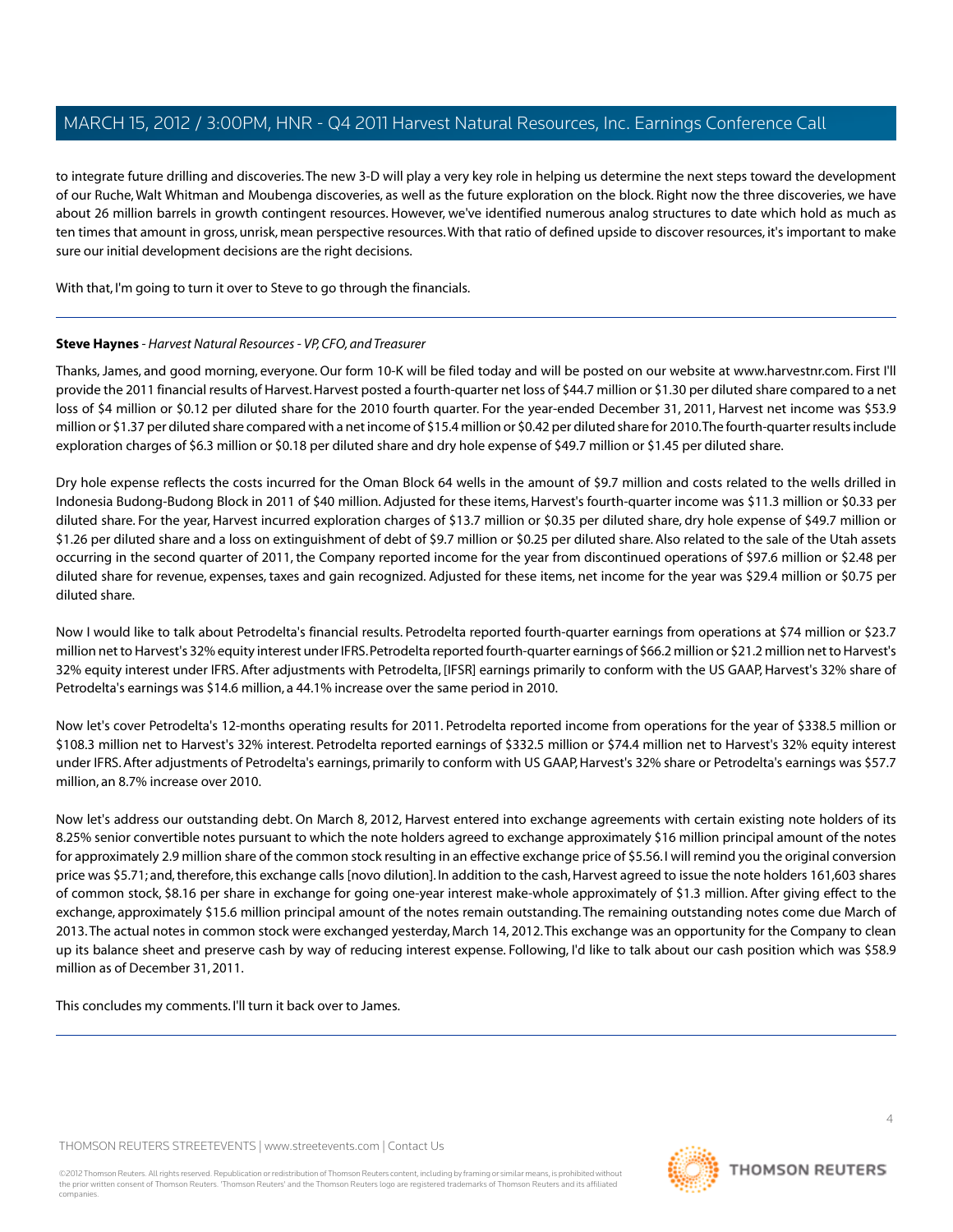to integrate future drilling and discoveries. The new 3-D will play a very key role in helping us determine the next steps toward the development of our Ruche, Walt Whitman and Moubenga discoveries, as well as the future exploration on the block. Right now the three discoveries, we have about 26 million barrels in growth contingent resources. However, we've identified numerous analog structures to date which hold as much as ten times that amount in gross, unrisk, mean perspective resources. With that ratio of defined upside to discover resources, it's important to make sure our initial development decisions are the right decisions.

With that, I'm going to turn it over to Steve to go through the financials.

---

**Steve Haynes** - *Harvest Natural Resources - VP, CFO, and Treasurer*

Thanks, James, and good morning, everyone. Our form 10-K will be filed today and will be posted on our website at www.harvestnr.com. First I'll provide the 2011 financial results of Harvest. Harvest posted a fourth-quarter net loss of $44.7 million or $1.30 per diluted share compared to a net loss of $4 million or $0.12 per diluted share for the 2010 fourth quarter. For the year-ended December 31, 2011, Harvest net income was $53.9 million or $1.37 per diluted share compared with a net income of $15.4 million or $0.42 per diluted share for 2010. The fourth-quarter results include exploration charges of $6.3 million or $0.18 per diluted share and dry hole expense of $49.7 million or $1.45 per diluted share.

Dry hole expense reflects the costs incurred for the Oman Block 64 wells in the amount of $9.7 million and costs related to the wells drilled in Indonesia Budong-Budong Block in 2011 of $40 million. Adjusted for these items, Harvest's fourth-quarter income was $11.3 million or $0.33 per diluted share. For the year, Harvest incurred exploration charges of $13.7 million or $0.35 per diluted share, dry hole expense of $49.7 million or $1.26 per diluted share and a loss on extinguishment of debt of $9.7 million or $0.25 per diluted share. Also related to the sale of the Utah assets occurring in the second quarter of 2011, the Company reported income for the year from discontinued operations of $97.6 million or $2.48 per diluted share for revenue, expenses, taxes and gain recognized. Adjusted for these items, net income for the year was $29.4 million or $0.75 per diluted share.

Now I would like to talk about Petrodelta's financial results. Petrodelta reported fourth-quarter earnings from operations at $74 million or $23.7 million net to Harvest's 32% equity interest under IFRS. Petrodelta reported fourth-quarter earnings of $66.2 million or $21.2 million net to Harvest's 32% equity interest under IFRS. After adjustments with Petrodelta, [IFSR] earnings primarily to conform with the US GAAP, Harvest's 32% share of Petrodelta's earnings was $14.6 million, a 44.1% increase over the same period in 2010.

Now let's cover Petrodelta's 12-months operating results for 2011. Petrodelta reported income from operations for the year of $338.5 million or $108.3 million net to Harvest's 32% interest. Petrodelta reported earnings of $332.5 million or $74.4 million net to Harvest's 32% equity interest under IFRS. After adjustments of Petrodelta's earnings, primarily to conform with US GAAP, Harvest's 32% share or Petrodelta's earnings was $57.7 million, an 8.7% increase over 2010.

Now let's address our outstanding debt. On March 8, 2012, Harvest entered into exchange agreements with certain existing note holders of its 8.25% senior convertible notes pursuant to which the note holders agreed to exchange approximately $16 million principal amount of the notes for approximately 2.9 million share of the common stock resulting in an effective exchange price of $5.56. I will remind you the original conversion price was $5.71; and, therefore, this exchange calls [novo dilution]. In addition to the cash, Harvest agreed to issue the note holders 161,603 shares of common stock, $8.16 per share in exchange for going one-year interest make-whole approximately of $1.3 million. After giving effect to the exchange, approximately $15.6 million principal amount of the notes remain outstanding. The remaining outstanding notes come due March of 2013. The actual notes in common stock were exchanged yesterday, March 14, 2012. This exchange was an opportunity for the Company to clean up its balance sheet and preserve cash by way of reducing interest expense. Following, I'd like to talk about our cash position which was $58.9 million as of December 31, 2011.

This concludes my comments. I'll turn it back over to James.

---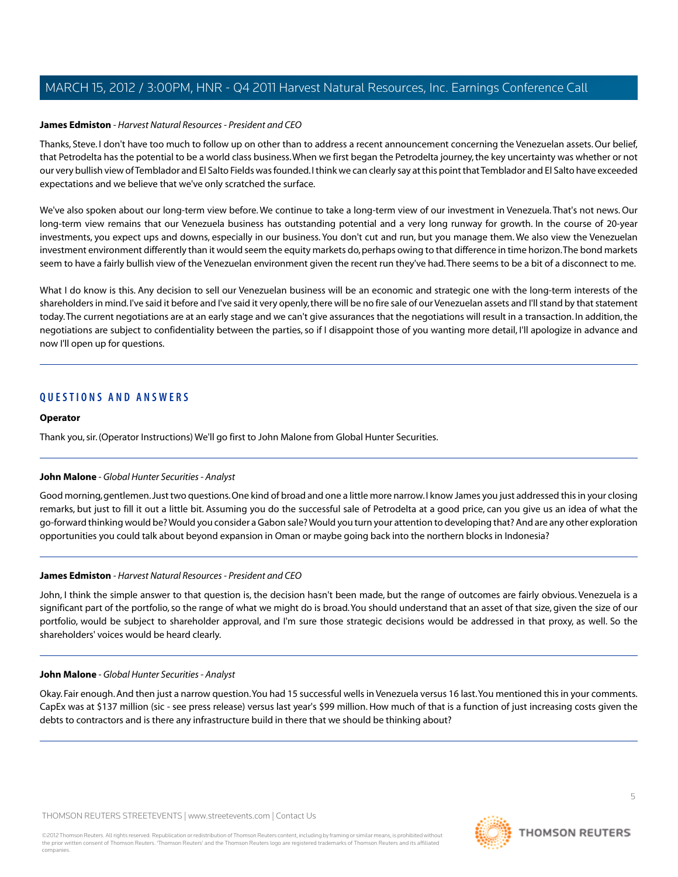**James Edmiston** - *Harvest Natural Resources - President and CEO*

Thanks, Steve. I don't have too much to follow up on other than to address a recent announcement concerning the Venezuelan assets. Our belief, that Petrodelta has the potential to be a world class business. When we first began the Petrodelta journey, the key uncertainty was whether or not our very bullish view of Temblador and El Salto Fields was founded. I think we can clearly say at this point that Temblador and El Salto have exceeded expectations and we believe that we've only scratched the surface.

We've also spoken about our long-term view before. We continue to take a long-term view of our investment in Venezuela. That's not news. Our long-term view remains that our Venezuela business has outstanding potential and a very long runway for growth. In the course of 20-year investments, you expect ups and downs, especially in our business. You don't cut and run, but you manage them. We also view the Venezuelan investment environment differently than it would seem the equity markets do, perhaps owing to that difference in time horizon. The bond markets seem to have a fairly bullish view of the Venezuelan environment given the recent run they've had. There seems to be a bit of a disconnect to me.

What I do know is this. Any decision to sell our Venezuelan business will be an economic and strategic one with the long-term interests of the shareholders in mind. I've said it before and I've said it very openly, there will be no fire sale of our Venezuelan assets and I'll stand by that statement today. The current negotiations are at an early stage and we can't give assurances that the negotiations will result in a transaction. In addition, the negotiations are subject to confidentiality between the parties, so if I disappoint those of you wanting more detail, I'll apologize in advance and now I'll open up for questions.

## QUESTIONS AND ANSWERS

**Operator**

Thank you, sir. (Operator Instructions) We'll go first to John Malone from Global Hunter Securities.

**John Malone** - *Global Hunter Securities - Analyst*

Good morning, gentlemen. Just two questions. One kind of broad and one a little more narrow. I know James you just addressed this in your closing remarks, but just to fill it out a little bit. Assuming you do the successful sale of Petrodelta at a good price, can you give us an idea of what the go-forward thinking would be? Would you consider a Gabon sale? Would you turn your attention to developing that? And are any other exploration opportunities you could talk about beyond expansion in Oman or maybe going back into the northern blocks in Indonesia?

**James Edmiston** - *Harvest Natural Resources - President and CEO*

John, I think the simple answer to that question is, the decision hasn't been made, but the range of outcomes are fairly obvious. Venezuela is a significant part of the portfolio, so the range of what we might do is broad. You should understand that an asset of that size, given the size of our portfolio, would be subject to shareholder approval, and I'm sure those strategic decisions would be addressed in that proxy, as well. So the shareholders' voices would be heard clearly.

**John Malone** - *Global Hunter Securities - Analyst*

Okay. Fair enough. And then just a narrow question. You had 15 successful wells in Venezuela versus 16 last. You mentioned this in your comments. CapEx was at $137 million (sic - see press release) versus last year's $99 million. How much of that is a function of just increasing costs given the debts to contractors and is there any infrastructure build in there that we should be thinking about?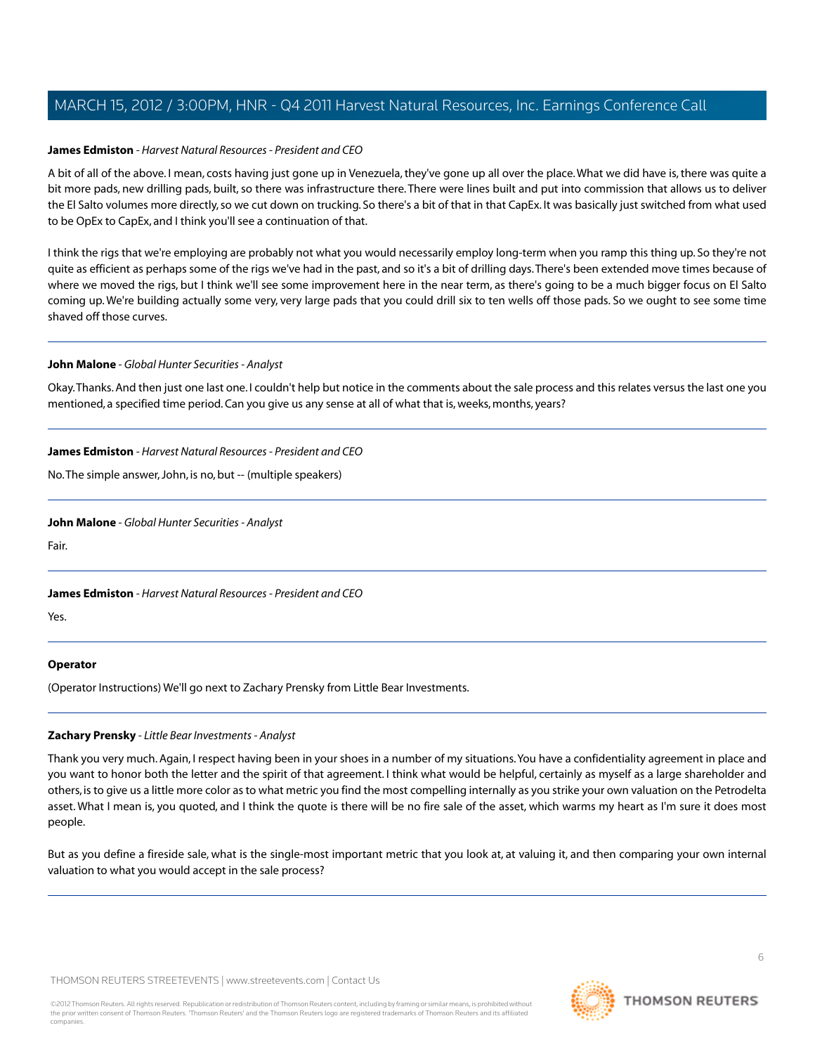**James Edmiston** - *Harvest Natural Resources - President and CEO*

A bit of all of the above. I mean, costs having just gone up in Venezuela, they've gone up all over the place. What we did have is, there was quite a bit more pads, new drilling pads, built, so there was infrastructure there. There were lines built and put into commission that allows us to deliver the El Salto volumes more directly, so we cut down on trucking. So there's a bit of that in that CapEx. It was basically just switched from what used to be OpEx to CapEx, and I think you'll see a continuation of that.

I think the rigs that we're employing are probably not what you would necessarily employ long-term when you ramp this thing up. So they're not quite as efficient as perhaps some of the rigs we've had in the past, and so it's a bit of drilling days. There's been extended move times because of where we moved the rigs, but I think we'll see some improvement here in the near term, as there's going to be a much bigger focus on El Salto coming up. We're building actually some very, very large pads that you could drill six to ten wells off those pads. So we ought to see some time shaved off those curves.

---

**John Malone** - *Global Hunter Securities - Analyst*

Okay. Thanks. And then just one last one. I couldn't help but notice in the comments about the sale process and this relates versus the last one you mentioned, a specified time period. Can you give us any sense at all of what that is, weeks, months, years?

---

**James Edmiston** - *Harvest Natural Resources - President and CEO*

No. The simple answer, John, is no, but -- (multiple speakers)

---

**John Malone** - *Global Hunter Securities - Analyst*

Fair.

---

**James Edmiston** - *Harvest Natural Resources - President and CEO*

Yes.

---

**Operator**

(Operator Instructions) We'll go next to Zachary Prensky from Little Bear Investments.

---

**Zachary Prensky** - *Little Bear Investments - Analyst*

Thank you very much. Again, I respect having been in your shoes in a number of my situations. You have a confidentiality agreement in place and you want to honor both the letter and the spirit of that agreement. I think what would be helpful, certainly as myself as a large shareholder and others, is to give us a little more color as to what metric you find the most compelling internally as you strike your own valuation on the Petrodelta asset. What I mean is, you quoted, and I think the quote is there will be no fire sale of the asset, which warms my heart as I'm sure it does most people.

But as you define a fireside sale, what is the single-most important metric that you look at, at valuing it, and then comparing your own internal valuation to what you would accept in the sale process?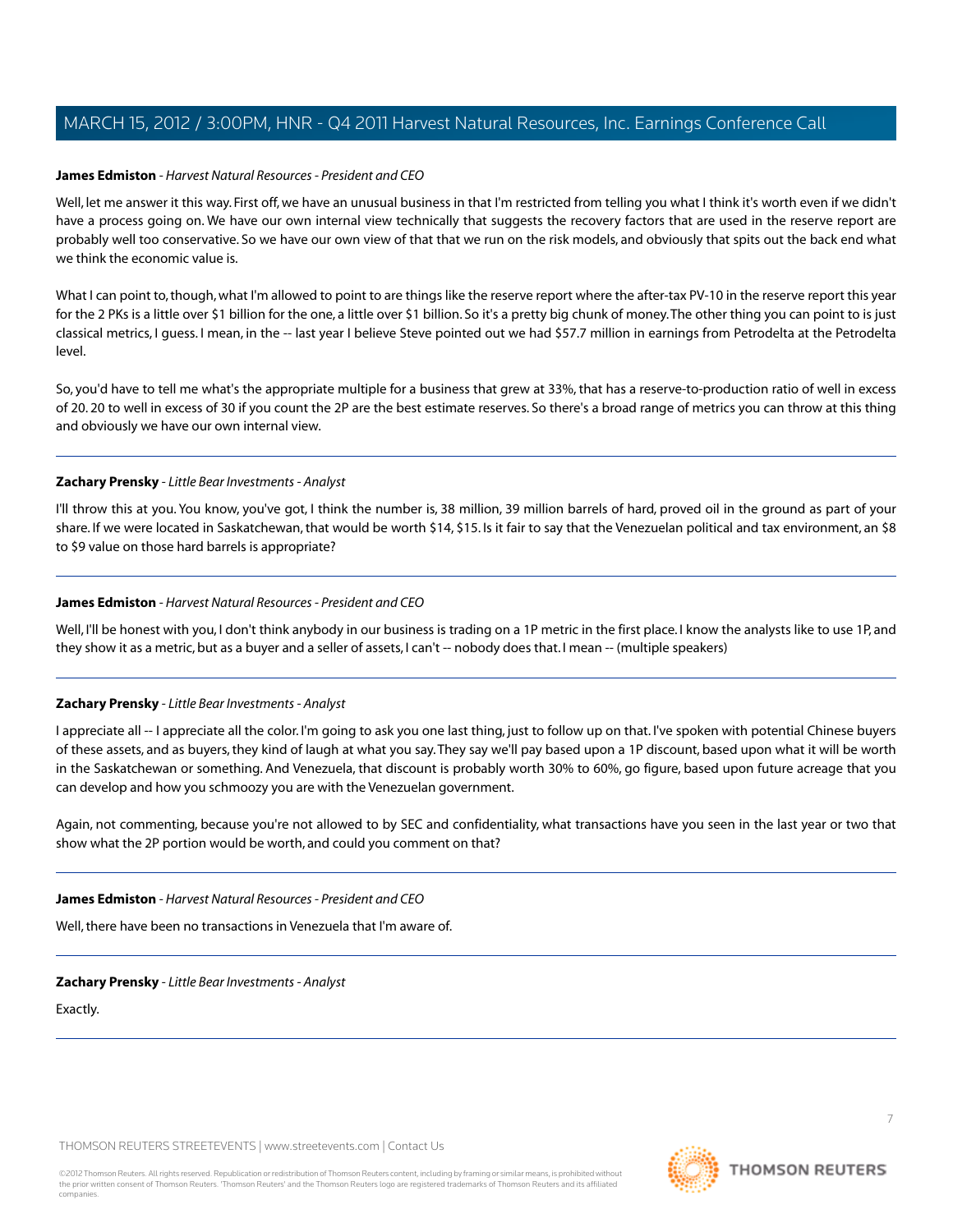**James Edmiston** - *Harvest Natural Resources - President and CEO*

Well, let me answer it this way. First off, we have an unusual business in that I'm restricted from telling you what I think it's worth even if we didn't have a process going on. We have our own internal view technically that suggests the recovery factors that are used in the reserve report are probably well too conservative. So we have our own view of that that we run on the risk models, and obviously that spits out the back end what we think the economic value is.

What I can point to, though, what I'm allowed to point to are things like the reserve report where the after-tax PV-10 in the reserve report this year for the 2 PKs is a little over $1 billion for the one, a little over $1 billion. So it's a pretty big chunk of money. The other thing you can point to is just classical metrics, I guess. I mean, in the -- last year I believe Steve pointed out we had $57.7 million in earnings from Petrodelta at the Petrodelta level.

So, you'd have to tell me what's the appropriate multiple for a business that grew at 33%, that has a reserve-to-production ratio of well in excess of 20. 20 to well in excess of 30 if you count the 2P are the best estimate reserves. So there's a broad range of metrics you can throw at this thing and obviously we have our own internal view.

---

**Zachary Prensky** - *Little Bear Investments - Analyst*

I'll throw this at you. You know, you've got, I think the number is, 38 million, 39 million barrels of hard, proved oil in the ground as part of your share. If we were located in Saskatchewan, that would be worth $14, $15. Is it fair to say that the Venezuelan political and tax environment, an $8 to $9 value on those hard barrels is appropriate?

---

**James Edmiston** - *Harvest Natural Resources - President and CEO*

Well, I'll be honest with you, I don't think anybody in our business is trading on a 1P metric in the first place. I know the analysts like to use 1P, and they show it as a metric, but as a buyer and a seller of assets, I can't -- nobody does that. I mean -- (multiple speakers)

---

**Zachary Prensky** - *Little Bear Investments - Analyst*

I appreciate all -- I appreciate all the color. I'm going to ask you one last thing, just to follow up on that. I've spoken with potential Chinese buyers of these assets, and as buyers, they kind of laugh at what you say. They say we'll pay based upon a 1P discount, based upon what it will be worth in the Saskatchewan or something. And Venezuela, that discount is probably worth 30% to 60%, go figure, based upon future acreage that you can develop and how you schmoozy you are with the Venezuelan government.

Again, not commenting, because you're not allowed to by SEC and confidentiality, what transactions have you seen in the last year or two that show what the 2P portion would be worth, and could you comment on that?

---

**James Edmiston** - *Harvest Natural Resources - President and CEO*

Well, there have been no transactions in Venezuela that I'm aware of.

---

**Zachary Prensky** - *Little Bear Investments - Analyst*

Exactly.

---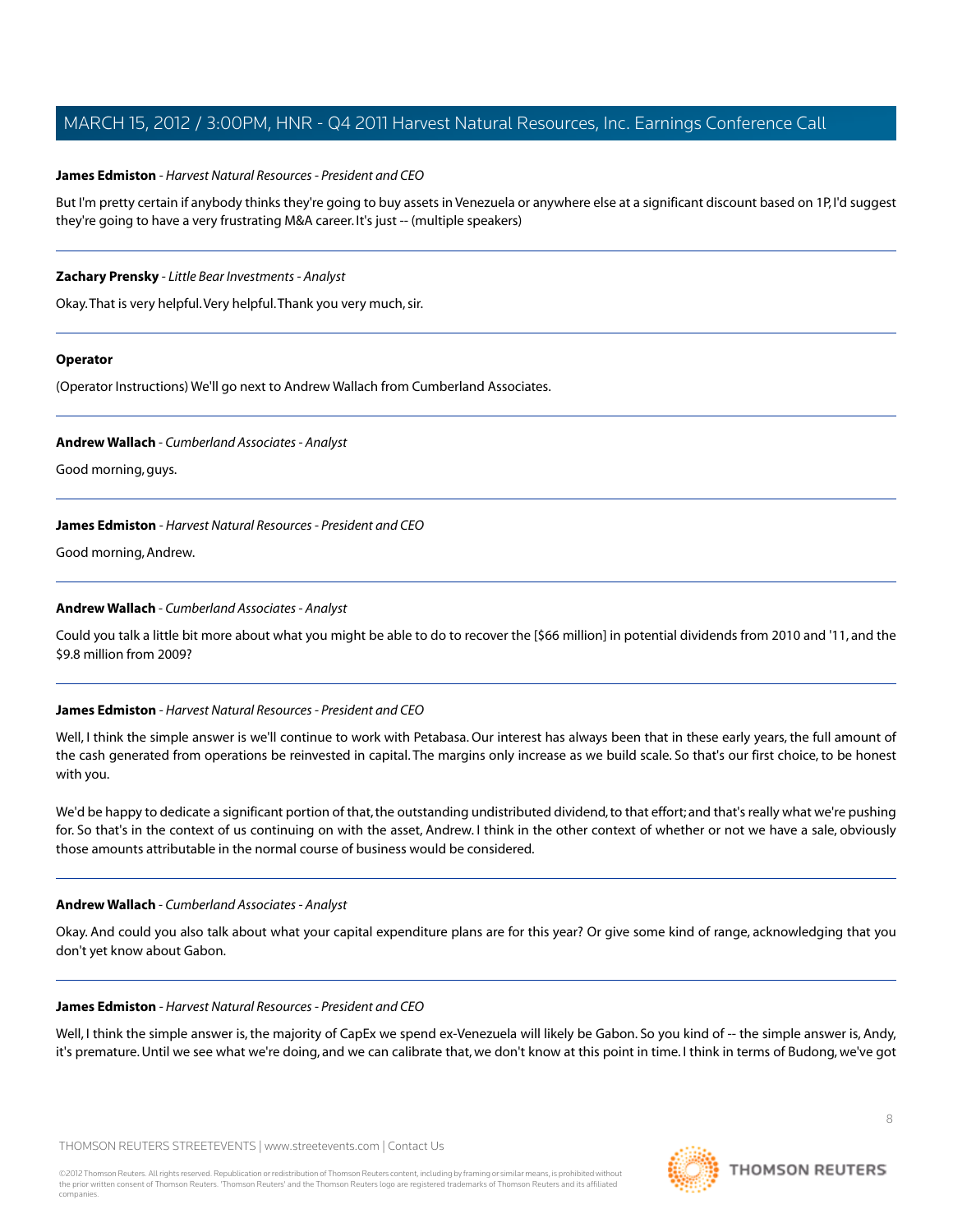**James Edmiston** - *Harvest Natural Resources - President and CEO*

But I'm pretty certain if anybody thinks they're going to buy assets in Venezuela or anywhere else at a significant discount based on 1P, I'd suggest they're going to have a very frustrating M&A career. It's just -- (multiple speakers)

---

**Zachary Prensky** - *Little Bear Investments - Analyst*

Okay. That is very helpful. Very helpful. Thank you very much, sir.

---

**Operator**

(Operator Instructions) We'll go next to Andrew Wallach from Cumberland Associates.

---

**Andrew Wallach** - *Cumberland Associates - Analyst*

Good morning, guys.

---

**James Edmiston** - *Harvest Natural Resources - President and CEO*

Good morning, Andrew.

---

**Andrew Wallach** - *Cumberland Associates - Analyst*

Could you talk a little bit more about what you might be able to do to recover the [$66 million] in potential dividends from 2010 and '11, and the $9.8 million from 2009?

---

**James Edmiston** - *Harvest Natural Resources - President and CEO*

Well, I think the simple answer is we'll continue to work with Petabasa. Our interest has always been that in these early years, the full amount of the cash generated from operations be reinvested in capital. The margins only increase as we build scale. So that's our first choice, to be honest with you.

We'd be happy to dedicate a significant portion of that, the outstanding undistributed dividend, to that effort; and that's really what we're pushing for. So that's in the context of us continuing on with the asset, Andrew. I think in the other context of whether or not we have a sale, obviously those amounts attributable in the normal course of business would be considered.

---

**Andrew Wallach** - *Cumberland Associates - Analyst*

Okay. And could you also talk about what your capital expenditure plans are for this year? Or give some kind of range, acknowledging that you don't yet know about Gabon.

---

**James Edmiston** - *Harvest Natural Resources - President and CEO*

Well, I think the simple answer is, the majority of CapEx we spend ex-Venezuela will likely be Gabon. So you kind of -- the simple answer is, Andy, it's premature. Until we see what we're doing, and we can calibrate that, we don't know at this point in time. I think in terms of Budong, we've got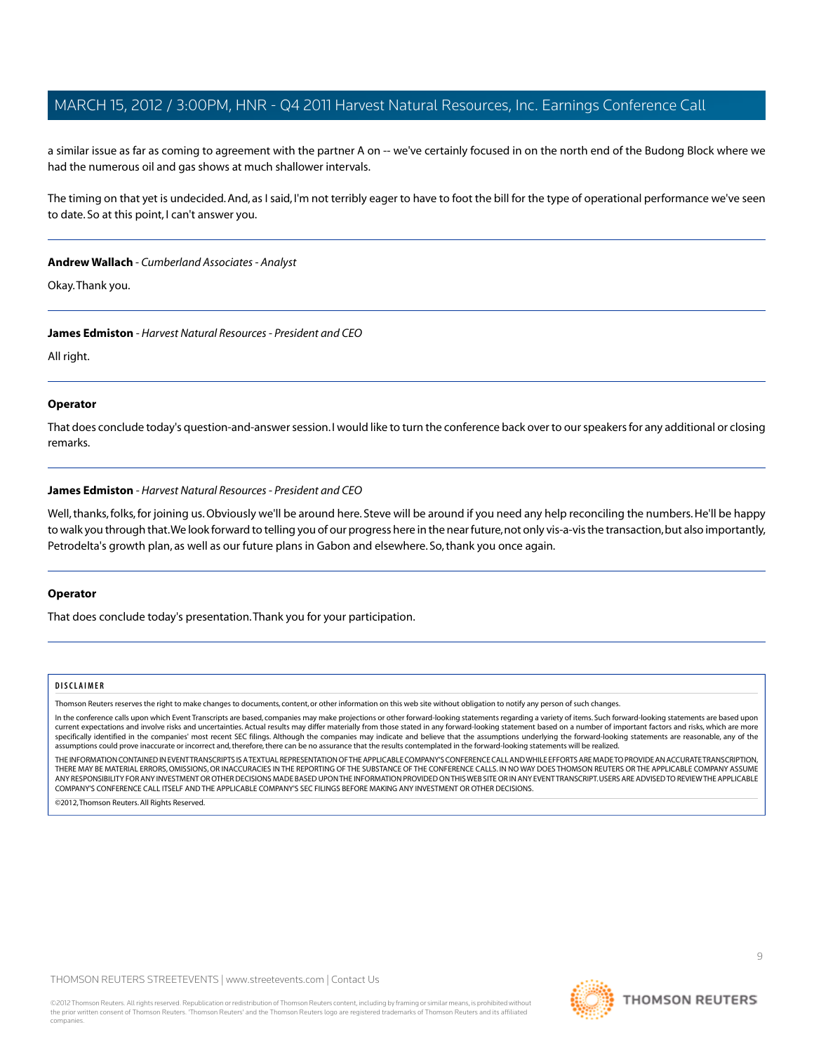a similar issue as far as coming to agreement with the partner A on -- we've certainly focused in on the north end of the Budong Block where we had the numerous oil and gas shows at much shallower intervals.

The timing on that yet is undecided. And, as I said, I'm not terribly eager to have to foot the bill for the type of operational performance we've seen to date. So at this point, I can't answer you.

---

**Andrew Wallach** - *Cumberland Associates - Analyst*

Okay. Thank you.

---

**James Edmiston** - *Harvest Natural Resources - President and CEO*

All right.

---

**Operator**

That does conclude today's question-and-answer session. I would like to turn the conference back over to our speakers for any additional or closing remarks.

---

**James Edmiston** - *Harvest Natural Resources - President and CEO*

Well, thanks, folks, for joining us. Obviously we'll be around here. Steve will be around if you need any help reconciling the numbers. He'll be happy to walk you through that. We look forward to telling you of our progress here in the near future, not only vis-a-vis the transaction, but also importantly, Petrodelta's growth plan, as well as our future plans in Gabon and elsewhere. So, thank you once again.

---

**Operator**

That does conclude today's presentation. Thank you for your participation.

---

**DISCLAIMER**

Thomson Reuters reserves the right to make changes to documents, content, or other information on this web site without obligation to notify any person of such changes.

In the conference calls upon which Event Transcripts are based, companies may make projections or other forward-looking statements regarding a variety of items. Such forward-looking statements are based upon current expectations and involve risks and uncertainties. Actual results may differ materially from those stated in any forward-looking statement based on a number of important factors and risks, which are more specifically identified in the companies' most recent SEC filings. Although the companies may indicate and believe that the assumptions underlying the forward-looking statements are reasonable, any of the assumptions could prove inaccurate or incorrect and, therefore, there can be no assurance that the results contemplated in the forward-looking statements will be realized.

THE INFORMATION CONTAINED IN EVENT TRANSCRIPTS IS A TEXTUAL REPRESENTATION OF THE APPLICABLE COMPANY'S CONFERENCE CALL AND WHILE EFFORTS ARE MADE TO PROVIDE AN ACCURATE TRANSCRIPTION, THERE MAY BE MATERIAL ERRORS, OMISSIONS, OR INACCURACIES IN THE REPORTING OF THE SUBSTANCE OF THE CONFERENCE CALLS. IN NO WAY DOES THOMSON REUTERS OR THE APPLICABLE COMPANY ASSUME ANY RESPONSIBILITY FOR ANY INVESTMENT OR OTHER DECISIONS MADE BASED UPON THE INFORMATION PROVIDED ON THIS WEB SITE OR IN ANY EVENT TRANSCRIPT. USERS ARE ADVISED TO REVIEW THE APPLICABLE COMPANY'S CONFERENCE CALL ITSELF AND THE APPLICABLE COMPANY'S SEC FILINGS BEFORE MAKING ANY INVESTMENT OR OTHER DECISIONS.

©2012, Thomson Reuters. All Rights Reserved.